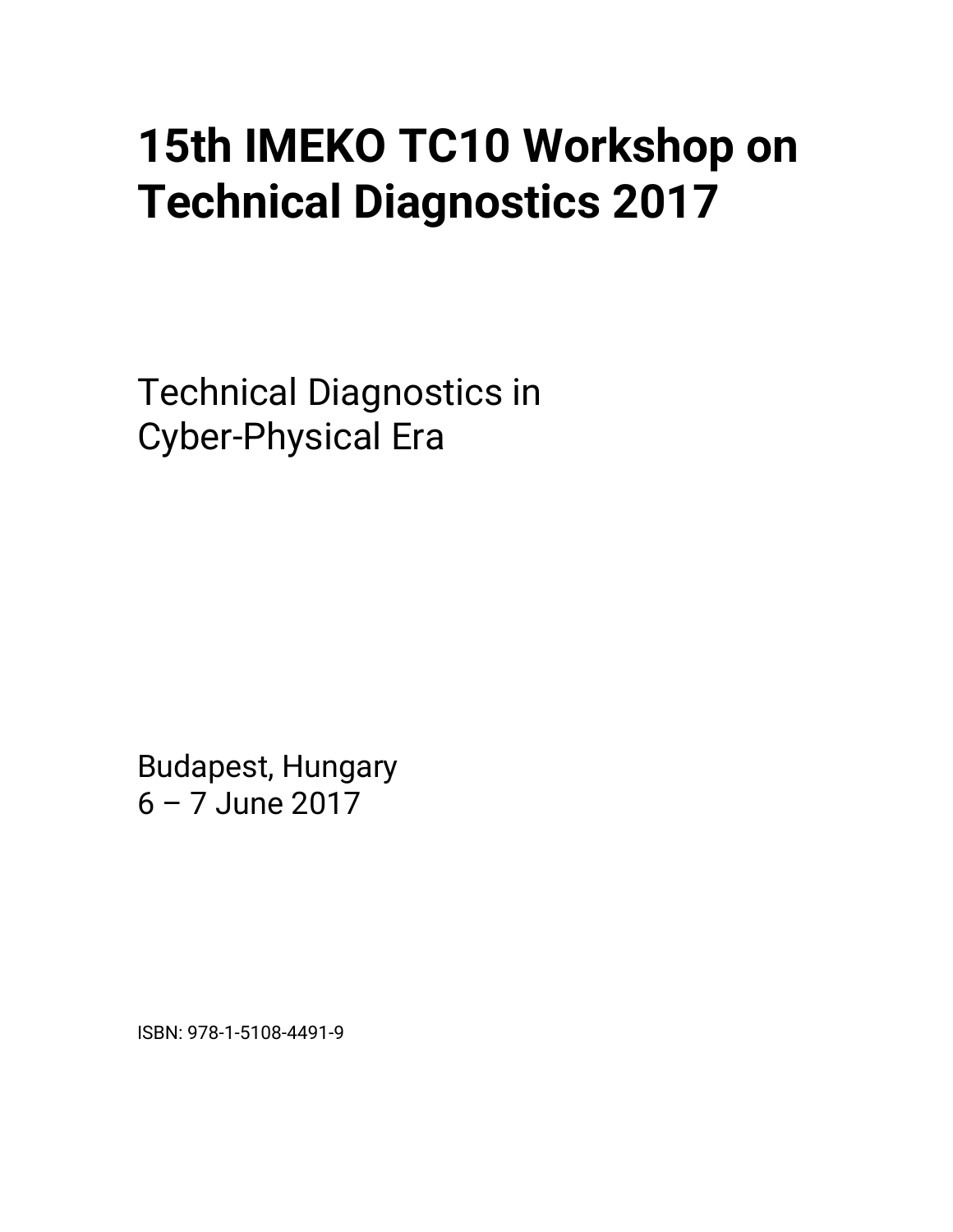# 15th IMEKO TC10 Workshop on Technical Diagnostics 2017

Technical Diagnostics in
Cyber-Physical Era

Budapest, Hungary
6 – 7 June 2017

ISBN: 978-1-5108-4491-9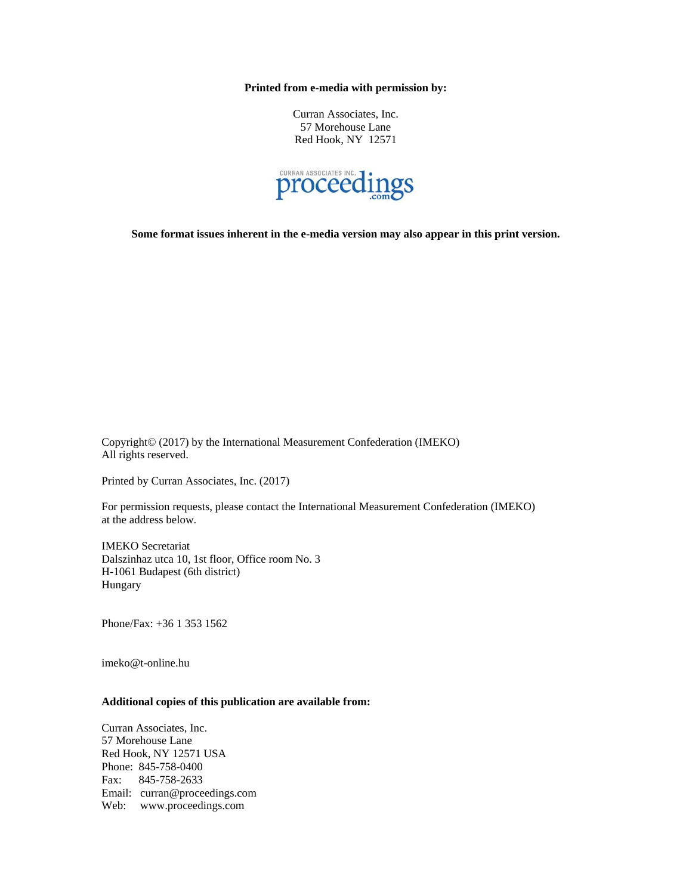**Printed from e-media with permission by:**

Curran Associates, Inc.
57 Morehouse Lane
Red Hook, NY 12571

**Some format issues inherent in the e-media version may also appear in this print version.**

Copyright© (2017) by the International Measurement Confederation (IMEKO)
All rights reserved.

Printed by Curran Associates, Inc. (2017)

For permission requests, please contact the International Measurement Confederation (IMEKO) at the address below.

IMEKO Secretariat
Dalszinhaz utca 10, 1st floor, Office room No. 3
H-1061 Budapest (6th district)
Hungary

Phone/Fax: +36 1 353 1562

imeko@t-online.hu

**Additional copies of this publication are available from:**

Curran Associates, Inc.
57 Morehouse Lane
Red Hook, NY 12571 USA
Phone: 845-758-0400
Fax: 845-758-2633
Email: curran@proceedings.com
Web: www.proceedings.com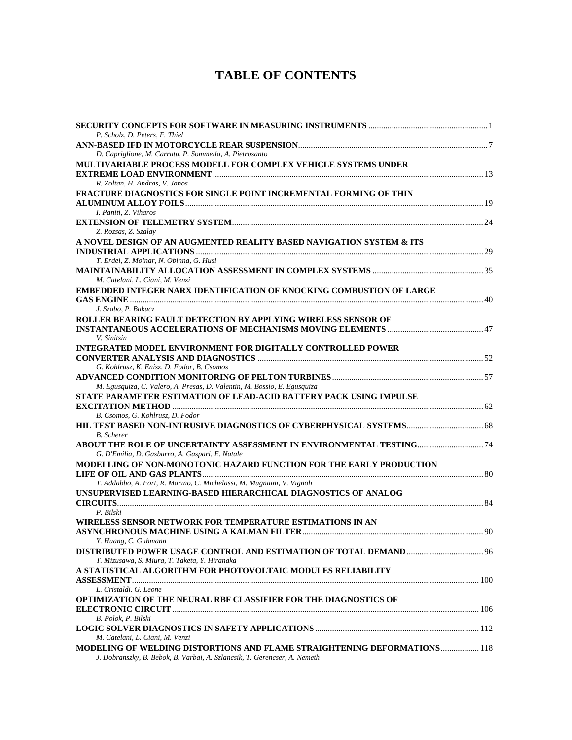# TABLE OF CONTENTS

**SECURITY CONCEPTS FOR SOFTWARE IN MEASURING INSTRUMENTS** ........ 1
*P. Scholz, D. Peters, F. Thiel*

**ANN-BASED IFD IN MOTORCYCLE REAR SUSPENSION** ........ 7
*D. Capriglione, M. Carratu, P. Sommella, A. Pietrosanto*

**MULTIVARIABLE PROCESS MODELL FOR COMPLEX VEHICLE SYSTEMS UNDER EXTREME LOAD ENVIRONMENT** ........ 13
*R. Zoltan, H. Andras, V. Janos*

**FRACTURE DIAGNOSTICS FOR SINGLE POINT INCREMENTAL FORMING OF THIN ALUMINUM ALLOY FOILS** ........ 19
*I. Paniti, Z. Viharos*

**EXTENSION OF TELEMETRY SYSTEM** ........ 24
*Z. Rozsas, Z. Szalay*

**A NOVEL DESIGN OF AN AUGMENTED REALITY BASED NAVIGATION SYSTEM & ITS INDUSTRIAL APPLICATIONS** ........ 29
*T. Erdei, Z. Molnar, N. Obinna, G. Husi*

**MAINTAINABILITY ALLOCATION ASSESSMENT IN COMPLEX SYSTEMS** ........ 35
*M. Catelani, L. Ciani, M. Venzi*

**EMBEDDED INTEGER NARX IDENTIFICATION OF KNOCKING COMBUSTION OF LARGE GAS ENGINE** ........ 40
*J. Szabo, P. Bakucz*

**ROLLER BEARING FAULT DETECTION BY APPLYING WIRELESS SENSOR OF INSTANTANEOUS ACCELERATIONS OF MECHANISMS MOVING ELEMENTS** ........ 47
*V. Sinitsin*

**INTEGRATED MODEL ENVIRONMENT FOR DIGITALLY CONTROLLED POWER CONVERTER ANALYSIS AND DIAGNOSTICS** ........ 52
*G. Kohlrusz, K. Enisz, D. Fodor, B. Csomos*

**ADVANCED CONDITION MONITORING OF PELTON TURBINES** ........ 57
*M. Egusquiza, C. Valero, A. Presas, D. Valentin, M. Bossio, E. Egusquiza*

**STATE PARAMETER ESTIMATION OF LEAD-ACID BATTERY PACK USING IMPULSE EXCITATION METHOD** ........ 62
*B. Csomos, G. Kohlrusz, D. Fodor*

**HIL TEST BASED NON-INTRUSIVE DIAGNOSTICS OF CYBERPHYSICAL SYSTEMS** ........ 68
*B. Scherer*

**ABOUT THE ROLE OF UNCERTAINTY ASSESSMENT IN ENVIRONMENTAL TESTING** ........ 74
*G. D'Emilia, D. Gasbarro, A. Gaspari, E. Natale*

**MODELLING OF NON-MONOTONIC HAZARD FUNCTION FOR THE EARLY PRODUCTION LIFE OF OIL AND GAS PLANTS** ........ 80
*T. Addabbo, A. Fort, R. Marino, C. Michelassi, M. Mugnaini, V. Vignoli*

**UNSUPERVISED LEARNING-BASED HIERARCHICAL DIAGNOSTICS OF ANALOG CIRCUITS** ........ 84
*P. Bilski*

**WIRELESS SENSOR NETWORK FOR TEMPERATURE ESTIMATIONS IN AN ASYNCHRONOUS MACHINE USING A KALMAN FILTER** ........ 90
*Y. Huang, C. Guhmann*

**DISTRIBUTED POWER USAGE CONTROL AND ESTIMATION OF TOTAL DEMAND** ........ 96
*T. Mizusawa, S. Miura, T. Taketa, Y. Hiranaka*

**A STATISTICAL ALGORITHM FOR PHOTOVOLTAIC MODULES RELIABILITY ASSESSMENT** ........ 100
*L. Cristaldi, G. Leone*

**OPTIMIZATION OF THE NEURAL RBF CLASSIFIER FOR THE DIAGNOSTICS OF ELECTRONIC CIRCUIT** ........ 106
*B. Polok, P. Bilski*

**LOGIC SOLVER DIAGNOSTICS IN SAFETY APPLICATIONS** ........ 112
*M. Catelani, L. Ciani, M. Venzi*

**MODELING OF WELDING DISTORTIONS AND FLAME STRAIGHTENING DEFORMATIONS** ........ 118
*J. Dobranszky, B. Bebok, B. Varbai, A. Szlancsik, T. Gerencser, A. Nemeth*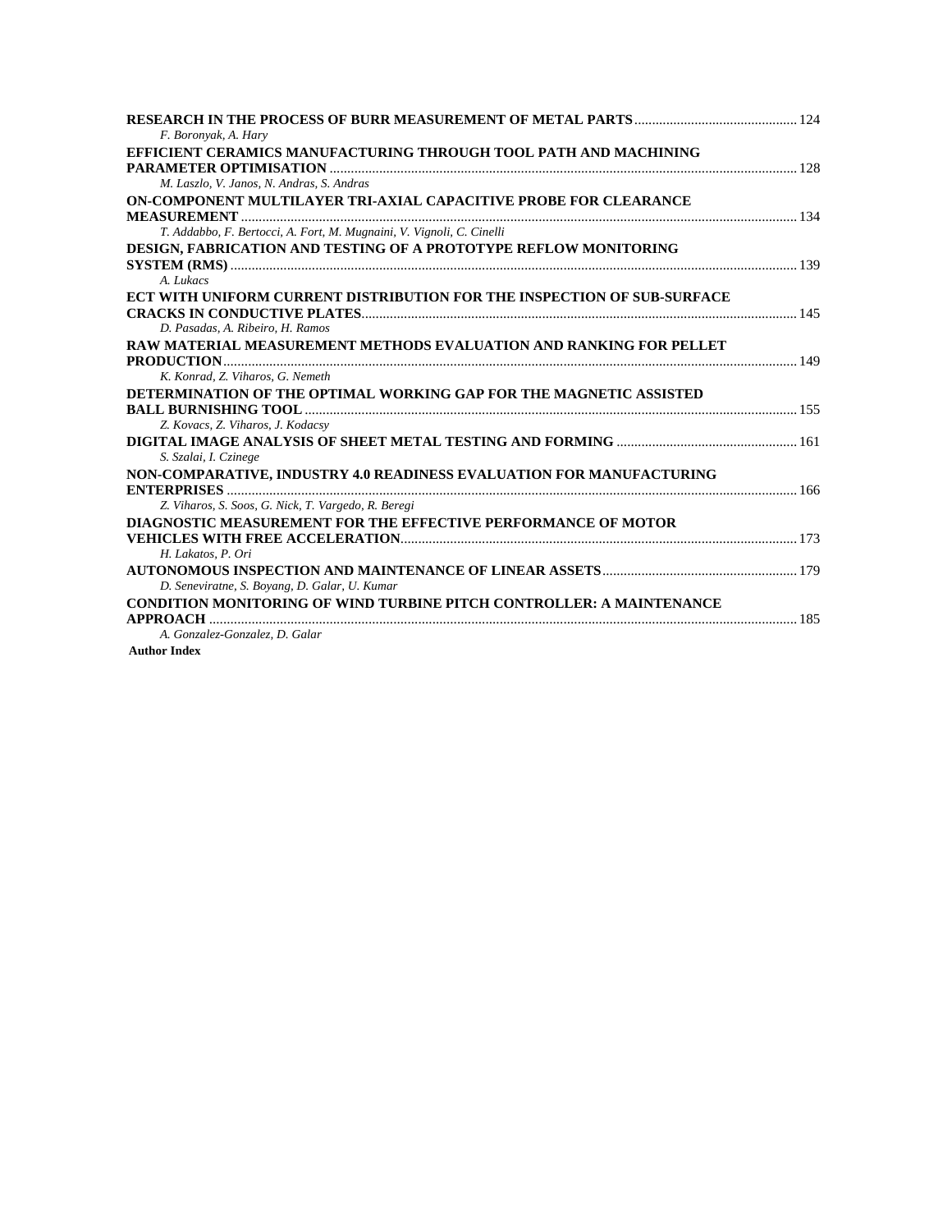**RESEARCH IN THE PROCESS OF BURR MEASUREMENT OF METAL PARTS** ............................................ 124
*F. Boronyak, A. Hary*

**EFFICIENT CERAMICS MANUFACTURING THROUGH TOOL PATH AND MACHINING PARAMETER OPTIMISATION** ................................................................................................................................ 128
*M. Laszlo, V. Janos, N. Andras, S. Andras*

**ON-COMPONENT MULTILAYER TRI-AXIAL CAPACITIVE PROBE FOR CLEARANCE MEASUREMENT** ......................................................................................................................................... 134
*T. Addabbo, F. Bertocci, A. Fort, M. Mugnaini, V. Vignoli, C. Cinelli*

**DESIGN, FABRICATION AND TESTING OF A PROTOTYPE REFLOW MONITORING SYSTEM (RMS)** ........................................................................................................................................... 139
*A. Lukacs*

**ECT WITH UNIFORM CURRENT DISTRIBUTION FOR THE INSPECTION OF SUB-SURFACE CRACKS IN CONDUCTIVE PLATES**........................................................................................................ 145
*D. Pasadas, A. Ribeiro, H. Ramos*

**RAW MATERIAL MEASUREMENT METHODS EVALUATION AND RANKING FOR PELLET PRODUCTION**.............................................................................................................................................. 149
*K. Konrad, Z. Viharos, G. Nemeth*

**DETERMINATION OF THE OPTIMAL WORKING GAP FOR THE MAGNETIC ASSISTED BALL BURNISHING TOOL** ....................................................................................................................... 155
*Z. Kovacs, Z. Viharos, J. Kodacsy*

**DIGITAL IMAGE ANALYSIS OF SHEET METAL TESTING AND FORMING** .................................................. 161
*S. Szalai, I. Czinege*

**NON-COMPARATIVE, INDUSTRY 4.0 READINESS EVALUATION FOR MANUFACTURING ENTERPRISES** ............................................................................................................................................. 166
*Z. Viharos, S. Soos, G. Nick, T. Vargedo, R. Beregi*

**DIAGNOSTIC MEASUREMENT FOR THE EFFECTIVE PERFORMANCE OF MOTOR VEHICLES WITH FREE ACCELERATION**.............................................................................................. 173
*H. Lakatos, P. Ori*

**AUTONOMOUS INSPECTION AND MAINTENANCE OF LINEAR ASSETS**...................................................... 179
*D. Seneviratne, S. Boyang, D. Galar, U. Kumar*

**CONDITION MONITORING OF WIND TURBINE PITCH CONTROLLER: A MAINTENANCE APPROACH** ................................................................................................................................................... 185
*A. Gonzalez-Gonzalez, D. Galar*

**Author Index**